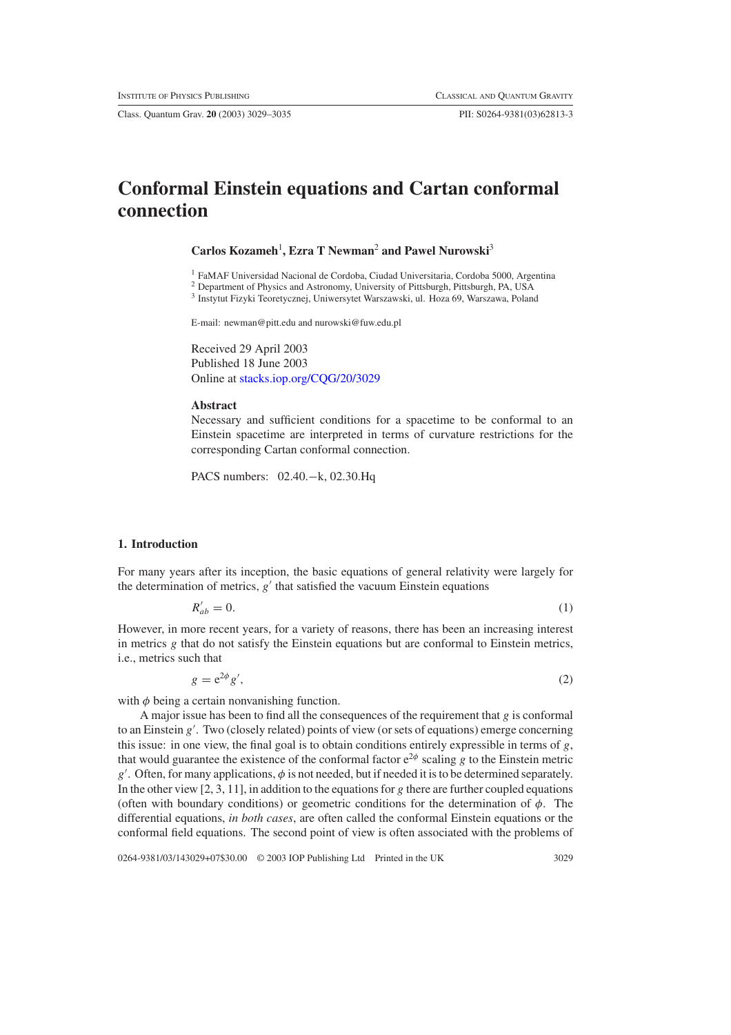# Conformal Einstein equations and Cartan conformal connection

**Carlos Kozameh**[1], **Ezra T Newman**[2] **and Pawel Nurowski**[3]

[1] FaMAF Universidad Nacional de Cordoba, Ciudad Universitaria, Cordoba 5000, Argentina
[2] Department of Physics and Astronomy, University of Pittsburgh, Pittsburgh, PA, USA
[3] Instytut Fizyki Teoretycznej, Uniwersytet Warszawski, ul. Hoza 69, Warszawa, Poland

E-mail: newman@pitt.edu and nurowski@fuw.edu.pl

Received 29 April 2003
Published 18 June 2003
Online at stacks.iop.org/CQG/20/3029

### Abstract

Necessary and sufficient conditions for a spacetime to be conformal to an Einstein spacetime are interpreted in terms of curvature restrictions for the corresponding Cartan conformal connection.

PACS numbers: 02.40.−k, 02.30.Hq

## 1. Introduction

For many years after its inception, the basic equations of general relativity were largely for the determination of metrics, $g'$ that satisfied the vacuum Einstein equations

$$R'_{ab} = 0. \tag{1}$$

However, in more recent years, for a variety of reasons, there has been an increasing interest in metrics $g$ that do not satisfy the Einstein equations but are conformal to Einstein metrics, i.e., metrics such that

$$g = \mathrm{e}^{2\phi} g', \tag{2}$$

with $\phi$ being a certain nonvanishing function.

A major issue has been to find all the consequences of the requirement that $g$ is conformal to an Einstein $g'$. Two (closely related) points of view (or sets of equations) emerge concerning this issue: in one view, the final goal is to obtain conditions entirely expressible in terms of $g$, that would guarantee the existence of the conformal factor $\mathrm{e}^{2\phi}$ scaling $g$ to the Einstein metric $g'$. Often, for many applications, $\phi$ is not needed, but if needed it is to be determined separately. In the other view [2, 3, 11], in addition to the equations for $g$ there are further coupled equations (often with boundary conditions) or geometric conditions for the determination of $\phi$. The differential equations, *in both cases*, are often called the conformal Einstein equations or the conformal field equations. The second point of view is often associated with the problems of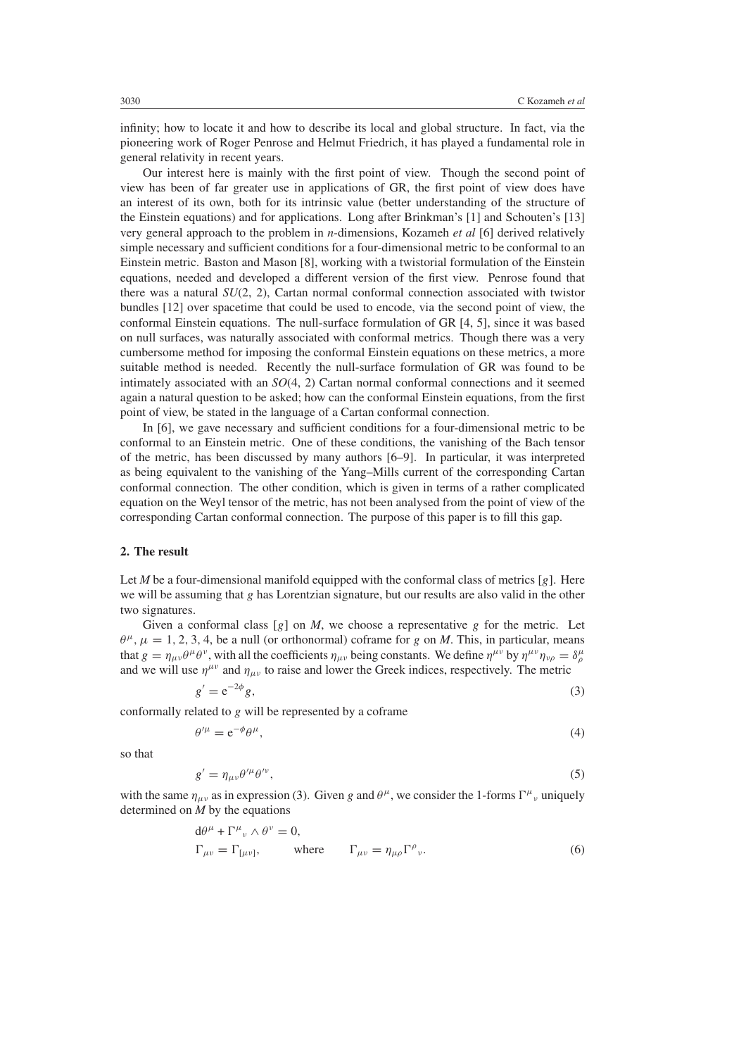infinity; how to locate it and how to describe its local and global structure. In fact, via the pioneering work of Roger Penrose and Helmut Friedrich, it has played a fundamental role in general relativity in recent years.

Our interest here is mainly with the first point of view. Though the second point of view has been of far greater use in applications of GR, the first point of view does have an interest of its own, both for its intrinsic value (better understanding of the structure of the Einstein equations) and for applications. Long after Brinkman's [1] and Schouten's [13] very general approach to the problem in *n*-dimensions, Kozameh *et al* [6] derived relatively simple necessary and sufficient conditions for a four-dimensional metric to be conformal to an Einstein metric. Baston and Mason [8], working with a twistorial formulation of the Einstein equations, needed and developed a different version of the first view. Penrose found that there was a natural $SU(2, 2)$, Cartan normal conformal connection associated with twistor bundles [12] over spacetime that could be used to encode, via the second point of view, the conformal Einstein equations. The null-surface formulation of GR [4, 5], since it was based on null surfaces, was naturally associated with conformal metrics. Though there was a very cumbersome method for imposing the conformal Einstein equations on these metrics, a more suitable method is needed. Recently the null-surface formulation of GR was found to be intimately associated with an $SO(4, 2)$ Cartan normal conformal connections and it seemed again a natural question to be asked; how can the conformal Einstein equations, from the first point of view, be stated in the language of a Cartan conformal connection.

In [6], we gave necessary and sufficient conditions for a four-dimensional metric to be conformal to an Einstein metric. One of these conditions, the vanishing of the Bach tensor of the metric, has been discussed by many authors [6–9]. In particular, it was interpreted as being equivalent to the vanishing of the Yang–Mills current of the corresponding Cartan conformal connection. The other condition, which is given in terms of a rather complicated equation on the Weyl tensor of the metric, has not been analysed from the point of view of the corresponding Cartan conformal connection. The purpose of this paper is to fill this gap.

## 2. The result

Let $M$ be a four-dimensional manifold equipped with the conformal class of metrics $[g]$. Here we will be assuming that $g$ has Lorentzian signature, but our results are also valid in the other two signatures.

Given a conformal class $[g]$ on $M$, we choose a representative $g$ for the metric. Let $\theta^\mu$, $\mu = 1, 2, 3, 4$, be a null (or orthonormal) coframe for $g$ on $M$. This, in particular, means that $g = \eta_{\mu\nu}\theta^\mu\theta^\nu$, with all the coefficients $\eta_{\mu\nu}$ being constants. We define $\eta^{\mu\nu}$ by $\eta^{\mu\nu}\eta_{\nu\rho} = \delta^\mu_\rho$ and we will use $\eta^{\mu\nu}$ and $\eta_{\mu\nu}$ to raise and lower the Greek indices, respectively. The metric

$$g' = \mathrm{e}^{-2\phi} g, \tag{3}$$

conformally related to $g$ will be represented by a coframe

$$\theta'^\mu = \mathrm{e}^{-\phi}\theta^\mu, \tag{4}$$

so that

$$g' = \eta_{\mu\nu}\theta'^\mu\theta'^\nu, \tag{5}$$

with the same $\eta_{\mu\nu}$ as in expression (3). Given $g$ and $\theta^\mu$, we consider the 1-forms $\Gamma^\mu{}_\nu$ uniquely determined on $M$ by the equations

$$\begin{aligned} &\mathrm{d}\theta^\mu + \Gamma^\mu{}_\nu \wedge \theta^\nu = 0, \\ &\Gamma_{\mu\nu} = \Gamma_{[\mu\nu]}, \qquad \text{where} \qquad \Gamma_{\mu\nu} = \eta_{\mu\rho}\Gamma^\rho{}_\nu. \end{aligned} \tag{6}$$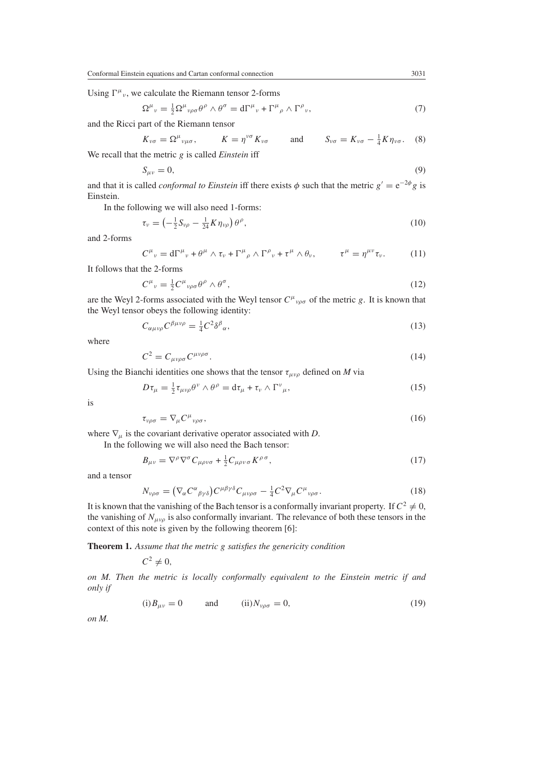Using $\Gamma^\mu{}_\nu$, we calculate the Riemann tensor 2-forms

$$\Omega^\mu{}_\nu = \tfrac{1}{2}\Omega^\mu{}_{\nu\rho\sigma}\theta^\rho \wedge \theta^\sigma = \mathrm{d}\Gamma^\mu{}_\nu + \Gamma^\mu{}_\rho \wedge \Gamma^\rho{}_\nu, \tag{7}$$

and the Ricci part of the Riemann tensor

$$K_{\nu\sigma} = \Omega^\mu{}_{\nu\mu\sigma}, \qquad K = \eta^{\nu\sigma}K_{\nu\sigma} \qquad \text{and} \qquad S_{\nu\sigma} = K_{\nu\sigma} - \tfrac{1}{4}K\eta_{\nu\sigma}. \tag{8}$$

We recall that the metric $g$ is called *Einstein* iff

$$S_{\mu\nu} = 0, \tag{9}$$

and that it is called *conformal to Einstein* iff there exists $\phi$ such that the metric $g' = \mathrm{e}^{-2\phi}g$ is Einstein.

In the following we will also need 1-forms:

$$\tau_\nu = \left(-\tfrac{1}{2}S_{\nu\rho} - \tfrac{1}{24}K\eta_{\nu\rho}\right)\theta^\rho, \tag{10}$$

and 2-forms

$$C^\mu{}_\nu = \mathrm{d}\Gamma^\mu{}_\nu + \theta^\mu \wedge \tau_\nu + \Gamma^\mu{}_\rho \wedge \Gamma^\rho{}_\nu + \tau^\mu \wedge \theta_\nu, \qquad \tau^\mu = \eta^{\mu\nu}\tau_\nu. \tag{11}$$

It follows that the 2-forms

$$C^\mu{}_\nu = \tfrac{1}{2}C^\mu{}_{\nu\rho\sigma}\theta^\rho \wedge \theta^\sigma, \tag{12}$$

are the Weyl 2-forms associated with the Weyl tensor $C^\mu{}_{\nu\rho\sigma}$ of the metric $g$. It is known that the Weyl tensor obeys the following identity:

$$C_{\alpha\mu\nu\rho}C^{\beta\mu\nu\rho} = \tfrac{1}{4}C^2\delta^\beta{}_\alpha, \tag{13}$$

where

$$C^2 = C_{\mu\nu\rho\sigma}C^{\mu\nu\rho\sigma}. \tag{14}$$

Using the Bianchi identities one shows that the tensor $\tau_{\mu\nu\rho}$ defined on $M$ via

$$D\tau_\mu = \tfrac{1}{2}\tau_{\mu\nu\rho}\theta^\nu \wedge \theta^\rho = \mathrm{d}\tau_\mu + \tau_\nu \wedge \Gamma^\nu{}_\mu, \tag{15}$$

is

$$\tau_{\nu\rho\sigma} = \nabla_\mu C^\mu{}_{\nu\rho\sigma}, \tag{16}$$

where $\nabla_\mu$ is the covariant derivative operator associated with $D$.

In the following we will also need the Bach tensor:

$$B_{\mu\nu} = \nabla^\rho\nabla^\sigma C_{\mu\rho\nu\sigma} + \tfrac{1}{2}C_{\mu\rho\nu\sigma}K^{\rho\sigma}, \tag{17}$$

and a tensor

$$N_{\nu\rho\sigma} = \left(\nabla_\alpha C^\alpha{}_{\beta\gamma\delta}\right)C^{\mu\beta\gamma\delta}C_{\mu\nu\rho\sigma} - \tfrac{1}{4}C^2\nabla_\mu C^\mu{}_{\nu\rho\sigma}. \tag{18}$$

It is known that the vanishing of the Bach tensor is a conformally invariant property. If $C^2 \neq 0$, the vanishing of $N_{\mu\nu\rho}$ is also conformally invariant. The relevance of both these tensors in the context of this note is given by the following theorem [6]:

**Theorem 1.** *Assume that the metric $g$ satisfies the genericity condition*

$$C^2 \neq 0,$$

*on M. Then the metric is locally conformally equivalent to the Einstein metric if and only if*

$$\text{(i)}\, B_{\mu\nu} = 0 \qquad \text{and} \qquad \text{(ii)}\, N_{\nu\rho\sigma} = 0, \tag{19}$$

*on M.*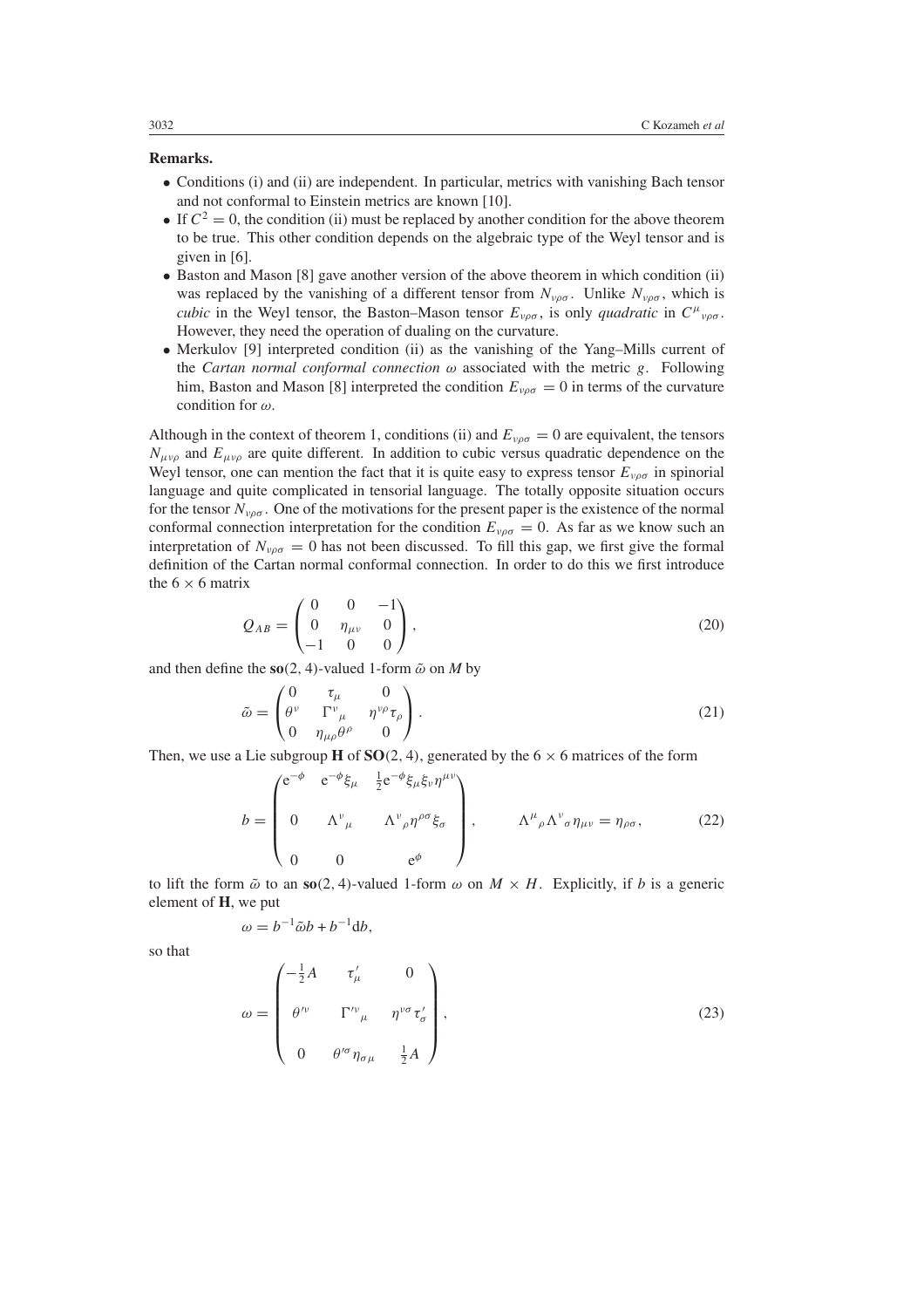**Remarks.**

- Conditions (i) and (ii) are independent. In particular, metrics with vanishing Bach tensor and not conformal to Einstein metrics are known [10].
- If $C^2 = 0$, the condition (ii) must be replaced by another condition for the above theorem to be true. This other condition depends on the algebraic type of the Weyl tensor and is given in [6].
- Baston and Mason [8] gave another version of the above theorem in which condition (ii) was replaced by the vanishing of a different tensor from $N_{\nu\rho\sigma}$. Unlike $N_{\nu\rho\sigma}$, which is *cubic* in the Weyl tensor, the Baston–Mason tensor $E_{\nu\rho\sigma}$, is only *quadratic* in $C^{\mu}{}_{\nu\rho\sigma}$. However, they need the operation of dualing on the curvature.
- Merkulov [9] interpreted condition (ii) as the vanishing of the Yang–Mills current of the *Cartan normal conformal connection* $\omega$ associated with the metric $g$. Following him, Baston and Mason [8] interpreted the condition $E_{\nu\rho\sigma} = 0$ in terms of the curvature condition for $\omega$.

Although in the context of theorem 1, conditions (ii) and $E_{\nu\rho\sigma} = 0$ are equivalent, the tensors $N_{\mu\nu\rho}$ and $E_{\mu\nu\rho}$ are quite different. In addition to cubic versus quadratic dependence on the Weyl tensor, one can mention the fact that it is quite easy to express tensor $E_{\nu\rho\sigma}$ in spinorial language and quite complicated in tensorial language. The totally opposite situation occurs for the tensor $N_{\nu\rho\sigma}$. One of the motivations for the present paper is the existence of the normal conformal connection interpretation for the condition $E_{\nu\rho\sigma} = 0$. As far as we know such an interpretation of $N_{\nu\rho\sigma} = 0$ has not been discussed. To fill this gap, we first give the formal definition of the Cartan normal conformal connection. In order to do this we first introduce the $6 \times 6$ matrix

$$Q_{AB} = \begin{pmatrix} 0 & 0 & -1 \\ 0 & \eta_{\mu\nu} & 0 \\ -1 & 0 & 0 \end{pmatrix}, \tag{20}$$

and then define the $\mathbf{so}(2,4)$-valued 1-form $\tilde{\omega}$ on $M$ by

$$\tilde{\omega} = \begin{pmatrix} 0 & \tau_{\mu} & 0 \\ \theta^{\nu} & \Gamma^{\nu}{}_{\mu} & \eta^{\nu\rho}\tau_{\rho} \\ 0 & \eta_{\mu\rho}\theta^{\rho} & 0 \end{pmatrix}. \tag{21}$$

Then, we use a Lie subgroup $\mathbf{H}$ of $\mathbf{SO}(2,4)$, generated by the $6 \times 6$ matrices of the form

$$b = \begin{pmatrix} e^{-\phi} & e^{-\phi}\xi_{\mu} & \frac{1}{2}e^{-\phi}\xi_{\mu}\xi_{\nu}\eta^{\mu\nu} \\ 0 & \Lambda^{\nu}{}_{\mu} & \Lambda^{\nu}{}_{\rho}\eta^{\rho\sigma}\xi_{\sigma} \\ 0 & 0 & e^{\phi} \end{pmatrix}, \qquad \Lambda^{\mu}{}_{\rho}\Lambda^{\nu}{}_{\sigma}\eta_{\mu\nu} = \eta_{\rho\sigma}, \tag{22}$$

to lift the form $\tilde{\omega}$ to an $\mathbf{so}(2,4)$-valued 1-form $\omega$ on $M \times H$. Explicitly, if $b$ is a generic element of $\mathbf{H}$, we put

$$\omega = b^{-1}\tilde{\omega}b + b^{-1}\mathrm{d}b,$$

so that

$$\omega = \begin{pmatrix} -\frac{1}{2}A & \tau'_{\mu} & 0 \\ \theta'^{\nu} & \Gamma'^{\nu}{}_{\mu} & \eta^{\nu\sigma}\tau'_{\sigma} \\ 0 & \theta'^{\sigma}\eta_{\sigma\mu} & \frac{1}{2}A \end{pmatrix}, \tag{23}$$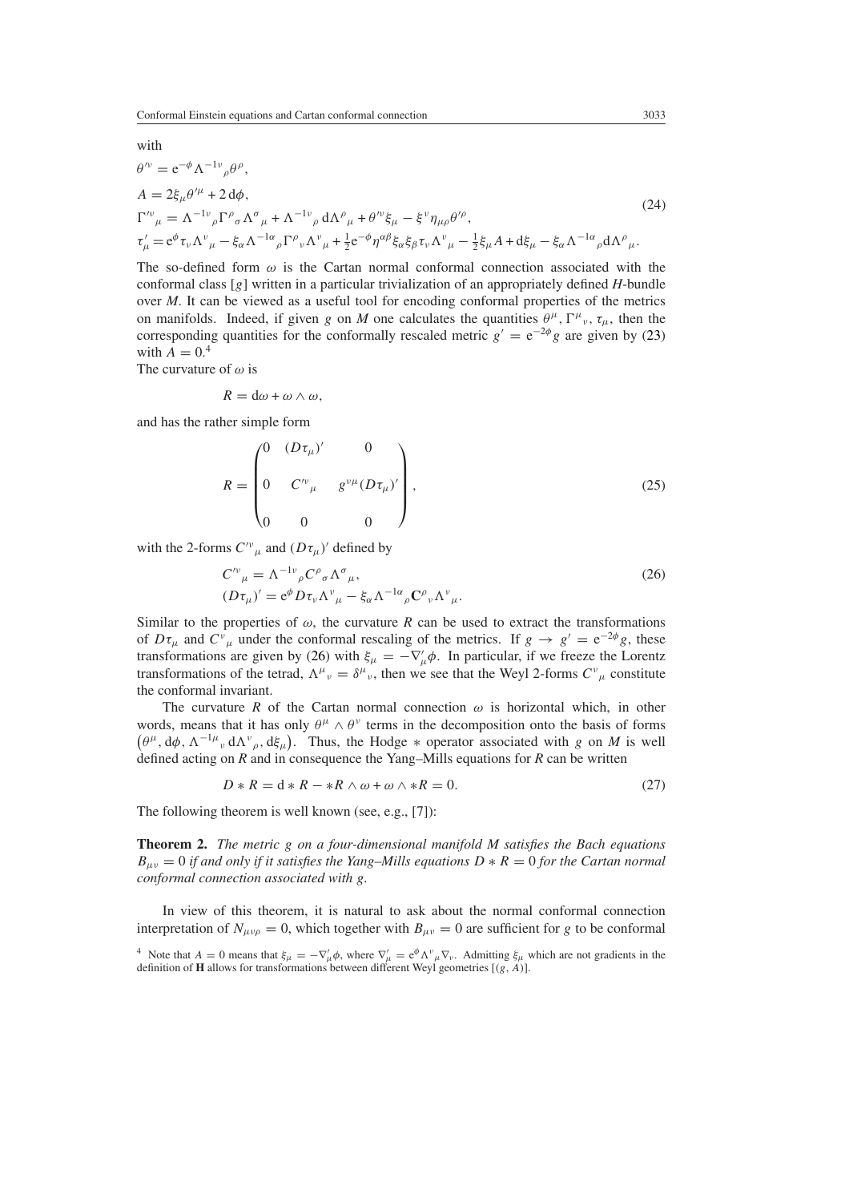with

$$
\begin{aligned}
&\theta'^{\nu} = \mathrm{e}^{-\phi}\Lambda^{-1\nu}{}_{\rho}\theta^{\rho},\\
&A = 2\xi_{\mu}\theta'^{\mu} + 2\,\mathrm{d}\phi,\\
&\Gamma'^{\nu}{}_{\mu} = \Lambda^{-1\nu}{}_{\rho}\Gamma^{\rho}{}_{\sigma}\Lambda^{\sigma}{}_{\mu} + \Lambda^{-1\nu}{}_{\rho}\,\mathrm{d}\Lambda^{\rho}{}_{\mu} + \theta'^{\nu}\xi_{\mu} - \xi^{\nu}\eta_{\mu\rho}\theta'^{\rho},\\
&\tau'_{\mu} = \mathrm{e}^{\phi}\tau_{\nu}\Lambda^{\nu}{}_{\mu} - \xi_{\alpha}\Lambda^{-1\alpha}{}_{\rho}\Gamma^{\rho}{}_{\nu}\Lambda^{\nu}{}_{\mu} + \tfrac{1}{2}\mathrm{e}^{-\phi}\eta^{\alpha\beta}\xi_{\alpha}\xi_{\beta}\tau_{\nu}\Lambda^{\nu}{}_{\mu} - \tfrac{1}{2}\xi_{\mu}A + \mathrm{d}\xi_{\mu} - \xi_{\alpha}\Lambda^{-1\alpha}{}_{\rho}\mathrm{d}\Lambda^{\rho}{}_{\mu}.
\end{aligned}
\tag{24}
$$

The so-defined form $\omega$ is the Cartan normal conformal connection associated with the conformal class $[g]$ written in a particular trivialization of an appropriately defined $H$-bundle over $M$. It can be viewed as a useful tool for encoding conformal properties of the metrics on manifolds. Indeed, if given $g$ on $M$ one calculates the quantities $\theta^{\mu}$, $\Gamma^{\mu}{}_{\nu}$, $\tau_{\mu}$, then the corresponding quantities for the conformally rescaled metric $g' = \mathrm{e}^{-2\phi}g$ are given by (23) with $A = 0$.[4]

The curvature of $\omega$ is

$$
R = \mathrm{d}\omega + \omega \wedge \omega,
$$

and has the rather simple form

$$
R = \begin{pmatrix} 0 & (D\tau_{\mu})' & 0 \\ 0 & C'^{\nu}{}_{\mu} & g^{\nu\mu}(D\tau_{\mu})' \\ 0 & 0 & 0 \end{pmatrix},
\tag{25}
$$

with the 2-forms $C'^{\nu}{}_{\mu}$ and $(D\tau_{\mu})'$ defined by

$$
\begin{aligned}
&C'^{\nu}{}_{\mu} = \Lambda^{-1\nu}{}_{\rho}C^{\rho}{}_{\sigma}\Lambda^{\sigma}{}_{\mu},\\
&(D\tau_{\mu})' = \mathrm{e}^{\phi}D\tau_{\nu}\Lambda^{\nu}{}_{\mu} - \xi_{\alpha}\Lambda^{-1\alpha}{}_{\rho}\mathbf{C}^{\rho}{}_{\nu}\Lambda^{\nu}{}_{\mu}.
\end{aligned}
\tag{26}
$$

Similar to the properties of $\omega$, the curvature $R$ can be used to extract the transformations of $D\tau_{\mu}$ and $C^{\nu}{}_{\mu}$ under the conformal rescaling of the metrics. If $g \to g' = \mathrm{e}^{-2\phi}g$, these transformations are given by (26) with $\xi_{\mu} = -\nabla'_{\mu}\phi$. In particular, if we freeze the Lorentz transformations of the tetrad, $\Lambda^{\mu}{}_{\nu} = \delta^{\mu}{}_{\nu}$, then we see that the Weyl 2-forms $C^{\nu}{}_{\mu}$ constitute the conformal invariant.

The curvature $R$ of the Cartan normal connection $\omega$ is horizontal which, in other words, means that it has only $\theta^{\mu} \wedge \theta^{\nu}$ terms in the decomposition onto the basis of forms $\left(\theta^{\mu}, \mathrm{d}\phi, \Lambda^{-1\mu}{}_{\nu}\,\mathrm{d}\Lambda^{\nu}{}_{\rho}, \mathrm{d}\xi_{\mu}\right)$. Thus, the Hodge $*$ operator associated with $g$ on $M$ is well defined acting on $R$ and in consequence the Yang–Mills equations for $R$ can be written

$$
D * R = \mathrm{d} * R - *R \wedge \omega + \omega \wedge *R = 0.
\tag{27}
$$

The following theorem is well known (see, e.g., [7]):

**Theorem 2.** *The metric $g$ on a four-dimensional manifold $M$ satisfies the Bach equations $B_{\mu\nu} = 0$ if and only if it satisfies the Yang–Mills equations $D * R = 0$ for the Cartan normal conformal connection associated with $g$.*

In view of this theorem, it is natural to ask about the normal conformal connection interpretation of $N_{\mu\nu\rho} = 0$, which together with $B_{\mu\nu} = 0$ are sufficient for $g$ to be conformal

[4] Note that $A = 0$ means that $\xi_{\mu} = -\nabla'_{\mu}\phi$, where $\nabla'_{\mu} = \mathrm{e}^{\phi}\Lambda^{\nu}{}_{\mu}\nabla_{\nu}$. Admitting $\xi_{\mu}$ which are not gradients in the definition of **H** allows for transformations between different Weyl geometries $[(g, A)]$.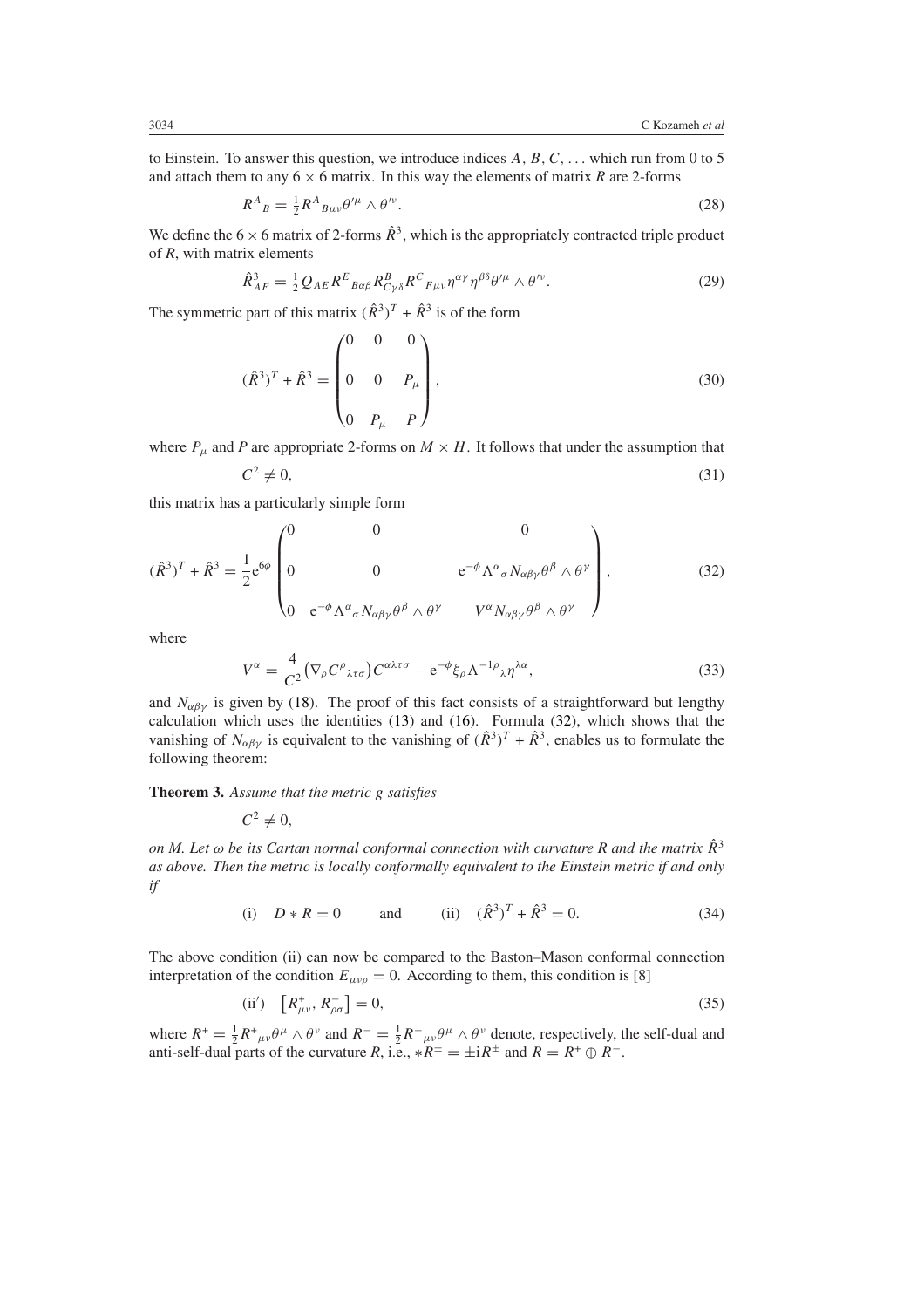to Einstein. To answer this question, we introduce indices $A, B, C, \ldots$ which run from 0 to 5 and attach them to any $6 \times 6$ matrix. In this way the elements of matrix $R$ are 2-forms

$$R^A{}_B = \tfrac{1}{2} R^A{}_{B\mu\nu} \theta'^{\mu} \wedge \theta'^{\nu}. \tag{28}$$

We define the $6 \times 6$ matrix of 2-forms $\hat{R}^3$, which is the appropriately contracted triple product of $R$, with matrix elements

$$\hat{R}^3_{AF} = \tfrac{1}{2} Q_{AE} R^E{}_{B\alpha\beta} R^B_{C\gamma\delta} R^C{}_{F\mu\nu} \eta^{\alpha\gamma} \eta^{\beta\delta} \theta'^{\mu} \wedge \theta'^{\nu}. \tag{29}$$

The symmetric part of this matrix $(\hat{R}^3)^T + \hat{R}^3$ is of the form

$$(\hat{R}^3)^T + \hat{R}^3 = \begin{pmatrix} 0 & 0 & 0 \\ 0 & 0 & P_\mu \\ 0 & P_\mu & P \end{pmatrix}, \tag{30}$$

where $P_\mu$ and $P$ are appropriate 2-forms on $M \times H$. It follows that under the assumption that

$$C^2 \neq 0, \tag{31}$$

this matrix has a particularly simple form

$$(\hat{R}^3)^T + \hat{R}^3 = \frac{1}{2} \mathrm{e}^{6\phi} \begin{pmatrix} 0 & 0 & 0 \\ 0 & 0 & \mathrm{e}^{-\phi} \Lambda^\alpha{}_\sigma N_{\alpha\beta\gamma} \theta^\beta \wedge \theta^\gamma \\ 0 & \mathrm{e}^{-\phi} \Lambda^\alpha{}_\sigma N_{\alpha\beta\gamma} \theta^\beta \wedge \theta^\gamma & V^\alpha N_{\alpha\beta\gamma} \theta^\beta \wedge \theta^\gamma \end{pmatrix}, \tag{32}$$

where

$$V^\alpha = \frac{4}{C^2} \left( \nabla_\rho C^\rho{}_{\lambda\tau\sigma} \right) C^{\alpha\lambda\tau\sigma} - \mathrm{e}^{-\phi} \xi_\rho \Lambda^{-1\rho}{}_\lambda \eta^{\lambda\alpha}, \tag{33}$$

and $N_{\alpha\beta\gamma}$ is given by (18). The proof of this fact consists of a straightforward but lengthy calculation which uses the identities (13) and (16). Formula (32), which shows that the vanishing of $N_{\alpha\beta\gamma}$ is equivalent to the vanishing of $(\hat{R}^3)^T + \hat{R}^3$, enables us to formulate the following theorem:

**Theorem 3.** *Assume that the metric g satisfies*

$$C^2 \neq 0,$$

*on M. Let $\omega$ be its Cartan normal conformal connection with curvature R and the matrix $\hat{R}^3$ as above. Then the metric is locally conformally equivalent to the Einstein metric if and only if*

$$\text{(i)} \quad D * R = 0 \qquad \text{and} \qquad \text{(ii)} \quad (\hat{R}^3)^T + \hat{R}^3 = 0. \tag{34}$$

The above condition (ii) can now be compared to the Baston–Mason conformal connection interpretation of the condition $E_{\mu\nu\rho} = 0$. According to them, this condition is [8]

$$\text{(ii}'\text{)} \quad \left[ R^+_{\mu\nu}, R^-_{\rho\sigma} \right] = 0, \tag{35}$$

where $R^+ = \frac{1}{2} R^+{}_{\mu\nu} \theta^\mu \wedge \theta^\nu$ and $R^- = \frac{1}{2} R^-{}_{\mu\nu} \theta^\mu \wedge \theta^\nu$ denote, respectively, the self-dual and anti-self-dual parts of the curvature $R$, i.e., $*R^\pm = \pm \mathrm{i} R^\pm$ and $R = R^+ \oplus R^-$.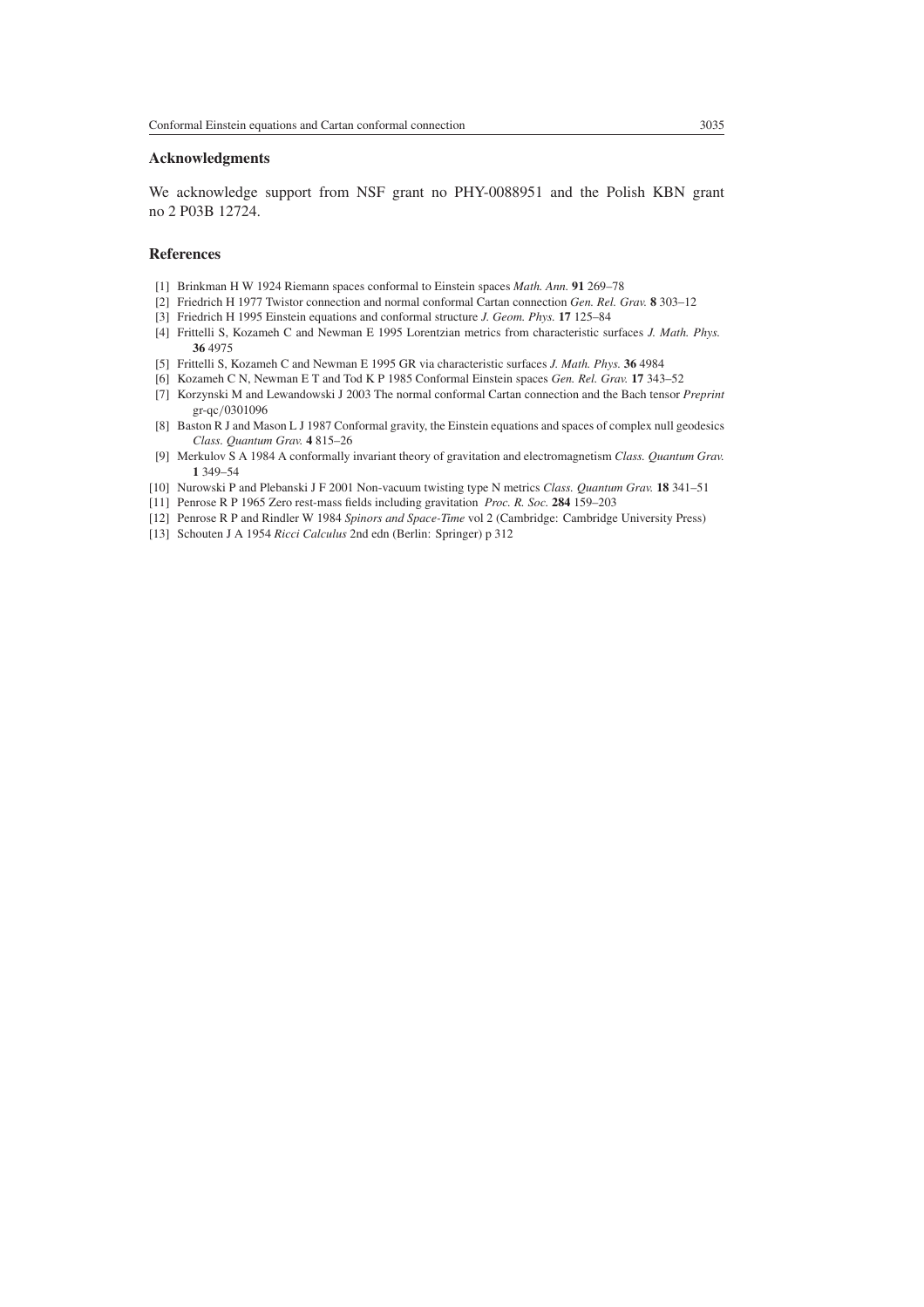## Acknowledgments

We acknowledge support from NSF grant no PHY-0088951 and the Polish KBN grant no 2 P03B 12724.

## References

[1] Brinkman H W 1924 Riemann spaces conformal to Einstein spaces *Math. Ann.* **91** 269–78

[2] Friedrich H 1977 Twistor connection and normal conformal Cartan connection *Gen. Rel. Grav.* **8** 303–12

[3] Friedrich H 1995 Einstein equations and conformal structure *J. Geom. Phys.* **17** 125–84

[4] Frittelli S, Kozameh C and Newman E 1995 Lorentzian metrics from characteristic surfaces *J. Math. Phys.* **36** 4975

[5] Frittelli S, Kozameh C and Newman E 1995 GR via characteristic surfaces *J. Math. Phys.* **36** 4984

[6] Kozameh C N, Newman E T and Tod K P 1985 Conformal Einstein spaces *Gen. Rel. Grav.* **17** 343–52

[7] Korzynski M and Lewandowski J 2003 The normal conformal Cartan connection and the Bach tensor *Preprint* gr-qc/0301096

[8] Baston R J and Mason L J 1987 Conformal gravity, the Einstein equations and spaces of complex null geodesics *Class. Quantum Grav.* **4** 815–26

[9] Merkulov S A 1984 A conformally invariant theory of gravitation and electromagnetism *Class. Quantum Grav.* **1** 349–54

[10] Nurowski P and Plebanski J F 2001 Non-vacuum twisting type N metrics *Class. Quantum Grav.* **18** 341–51

[11] Penrose R P 1965 Zero rest-mass fields including gravitation *Proc. R. Soc.* **284** 159–203

[12] Penrose R P and Rindler W 1984 *Spinors and Space-Time* vol 2 (Cambridge: Cambridge University Press)

[13] Schouten J A 1954 *Ricci Calculus* 2nd edn (Berlin: Springer) p 312